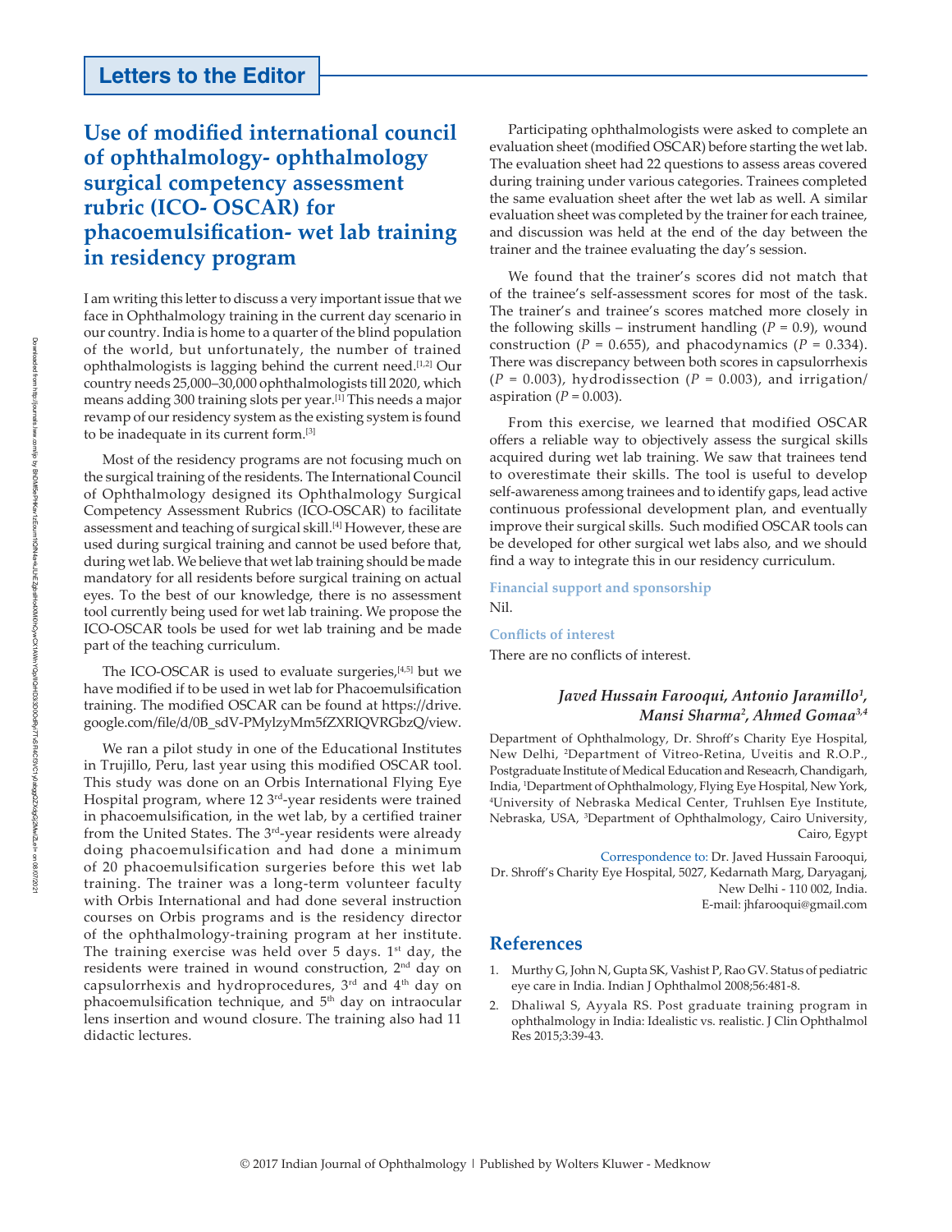## Letters to the Editor

# Use of modified international council of ophthalmology- ophthalmology surgical competency assessment rubric (ICO- OSCAR) for phacoemulsification- wet lab training in residency program

I am writing this letter to discuss a very important issue that we face in Ophthalmology training in the current day scenario in our country. India is home to a quarter of the blind population of the world, but unfortunately, the number of trained ophthalmologists is lagging behind the current need.[1,2] Our country needs 25,000–30,000 ophthalmologists till 2020, which means adding 300 training slots per year.[1] This needs a major revamp of our residency system as the existing system is found to be inadequate in its current form.[3]

Most of the residency programs are not focusing much on the surgical training of the residents. The International Council of Ophthalmology designed its Ophthalmology Surgical Competency Assessment Rubrics (ICO-OSCAR) to facilitate assessment and teaching of surgical skill.[4] However, these are used during surgical training and cannot be used before that, during wet lab. We believe that wet lab training should be made mandatory for all residents before surgical training on actual eyes. To the best of our knowledge, there is no assessment tool currently being used for wet lab training. We propose the ICO-OSCAR tools be used for wet lab training and be made part of the teaching curriculum.

The ICO-OSCAR is used to evaluate surgeries,[4,5] but we have modified if to be used in wet lab for Phacoemulsification training. The modified OSCAR can be found at https://drive.google.com/file/d/0B_sdV-PMylzyMm5fZXRIQVRGbzQ/view.

We ran a pilot study in one of the Educational Institutes in Trujillo, Peru, last year using this modified OSCAR tool. This study was done on an Orbis International Flying Eye Hospital program, where 12 3rd-year residents were trained in phacoemulsification, in the wet lab, by a certified trainer from the United States. The 3rd-year residents were already doing phacoemulsification and had done a minimum of 20 phacoemulsification surgeries before this wet lab training. The trainer was a long-term volunteer faculty with Orbis International and had done several instruction courses on Orbis programs and is the residency director of the ophthalmology-training program at her institute. The training exercise was held over 5 days. 1st day, the residents were trained in wound construction, 2nd day on capsulorrhexis and hydroprocedures, 3rd and 4th day on phacoemulsification technique, and 5th day on intraocular lens insertion and wound closure. The training also had 11 didactic lectures.

Participating ophthalmologists were asked to complete an evaluation sheet (modified OSCAR) before starting the wet lab. The evaluation sheet had 22 questions to assess areas covered during training under various categories. Trainees completed the same evaluation sheet after the wet lab as well. A similar evaluation sheet was completed by the trainer for each trainee, and discussion was held at the end of the day between the trainer and the trainee evaluating the day's session.

We found that the trainer's scores did not match that of the trainee's self-assessment scores for most of the task. The trainer's and trainee's scores matched more closely in the following skills – instrument handling ($P$ = 0.9), wound construction ($P$ = 0.655), and phacodynamics ($P$ = 0.334). There was discrepancy between both scores in capsulorrhexis ($P$ = 0.003), hydrodissection ($P$ = 0.003), and irrigation/aspiration ($P$ = 0.003).

From this exercise, we learned that modified OSCAR offers a reliable way to objectively assess the surgical skills acquired during wet lab training. We saw that trainees tend to overestimate their skills. The tool is useful to develop self-awareness among trainees and to identify gaps, lead active continuous professional development plan, and eventually improve their surgical skills. Such modified OSCAR tools can be developed for other surgical wet labs also, and we should find a way to integrate this in our residency curriculum.

**Financial support and sponsorship**

Nil.

**Conflicts of interest**

There are no conflicts of interest.

***Javed Hussain Farooqui, Antonio Jaramillo[1], Mansi Sharma[2], Ahmed Gomaa[3,4]***

Department of Ophthalmology, Dr. Shroff's Charity Eye Hospital, New Delhi, [2]Department of Vitreo-Retina, Uveitis and R.O.P., Postgraduate Institute of Medical Education and Reseacrh, Chandigarh, India, [1]Department of Ophthalmology, Flying Eye Hospital, New York, [4]University of Nebraska Medical Center, Truhlsen Eye Institute, Nebraska, USA, [3]Department of Ophthalmology, Cairo University, Cairo, Egypt

Correspondence to: Dr. Javed Hussain Farooqui, Dr. Shroff's Charity Eye Hospital, 5027, Kedarnath Marg, Daryaganj, New Delhi - 110 002, India. E-mail: jhfarooqui@gmail.com

## References

1. Murthy G, John N, Gupta SK, Vashist P, Rao GV. Status of pediatric eye care in India. Indian J Ophthalmol 2008;56:481-8.
2. Dhaliwal S, Ayyala RS. Post graduate training program in ophthalmology in India: Idealistic vs. realistic. J Clin Ophthalmol Res 2015;3:39-43.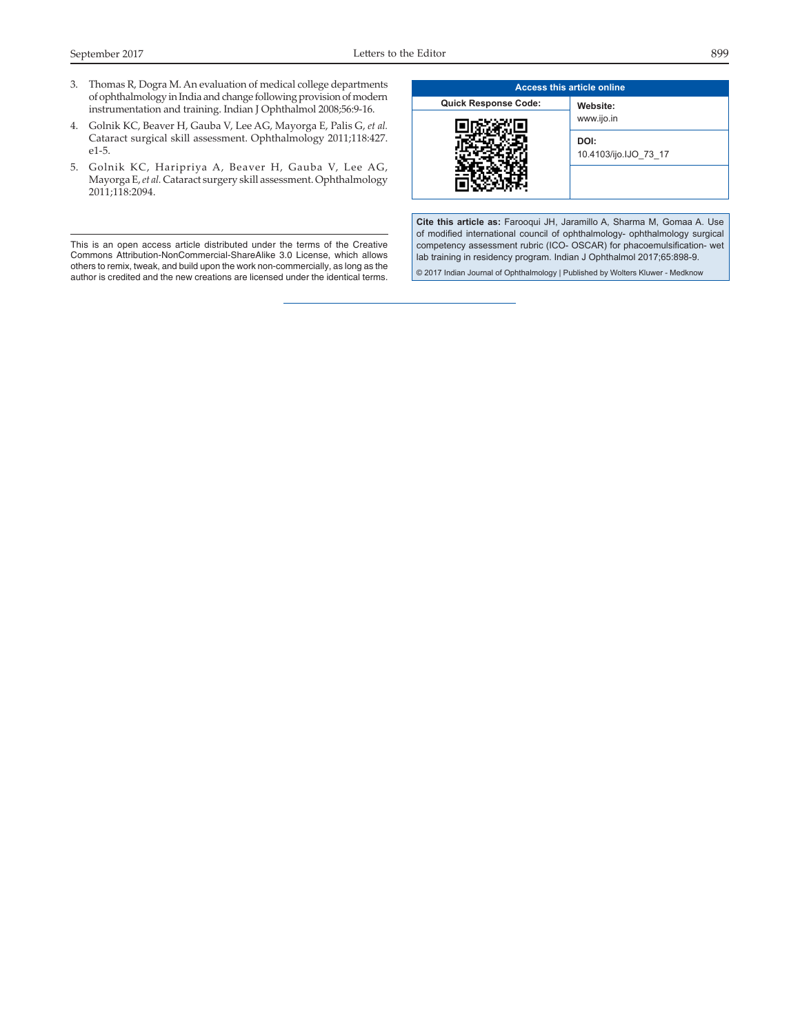3. Thomas R, Dogra M. An evaluation of medical college departments of ophthalmology in India and change following provision of modern instrumentation and training. Indian J Ophthalmol 2008;56:9-16.
4. Golnik KC, Beaver H, Gauba V, Lee AG, Mayorga E, Palis G, *et al.* Cataract surgical skill assessment. Ophthalmology 2011;118:427.e1-5.
5. Golnik KC, Haripriya A, Beaver H, Gauba V, Lee AG, Mayorga E, *et al.* Cataract surgery skill assessment. Ophthalmology 2011;118:2094.

This is an open access article distributed under the terms of the Creative Commons Attribution-NonCommercial-ShareAlike 3.0 License, which allows others to remix, tweak, and build upon the work non-commercially, as long as the author is credited and the new creations are licensed under the identical terms.

| Access this article online | |
|---|---|
| Quick Response Code: | **Website:** www.ijo.in |
| | **DOI:** 10.4103/ijo.IJO_73_17 |

**Cite this article as:** Farooqui JH, Jaramillo A, Sharma M, Gomaa A. Use of modified international council of ophthalmology- ophthalmology surgical competency assessment rubric (ICO- OSCAR) for phacoemulsification- wet lab training in residency program. Indian J Ophthalmol 2017;65:898-9.

© 2017 Indian Journal of Ophthalmology | Published by Wolters Kluwer - Medknow